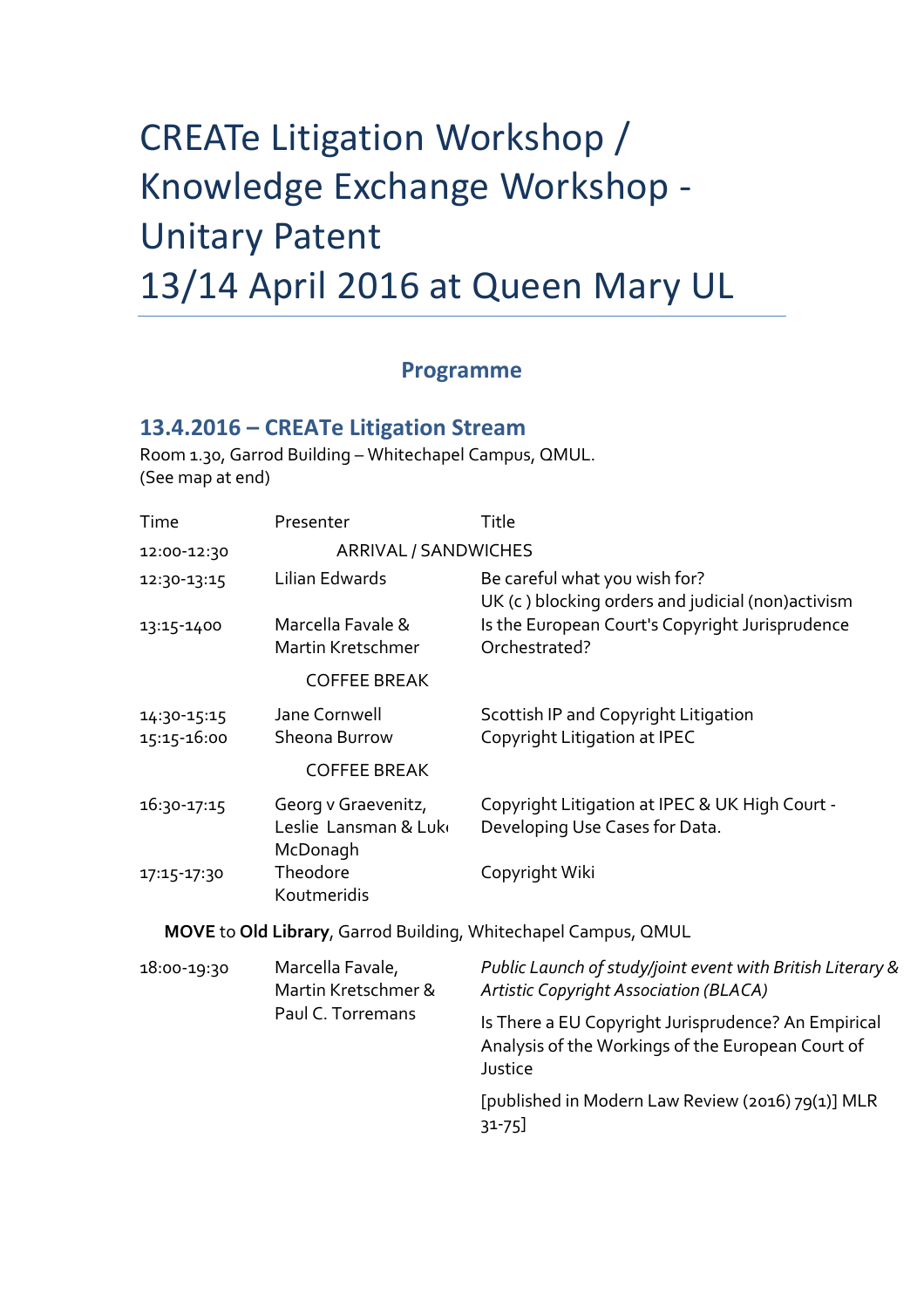# CREATe Litigation Workshop / Knowledge Exchange Workshop - Unitary Patent
# 13/14 April 2016 at Queen Mary UL

## Programme

### 13.4.2016 – CREATe Litigation Stream

Room 1.30, Garrod Building – Whitechapel Campus, QMUL.
(See map at end)

| Time | Presenter | Title |
| --- | --- | --- |
| 12:00-12:30 | ARRIVAL / SANDWICHES | |
| 12:30-13:15 | Lilian Edwards | Be careful what you wish for? UK (c ) blocking orders and judicial (non)activism |
| 13:15-1400 | Marcella Favale & Martin Kretschmer | Is the European Court's Copyright Jurisprudence Orchestrated? |
| | COFFEE BREAK | |
| 14:30-15:15 | Jane Cornwell | Scottish IP and Copyright Litigation |
| 15:15-16:00 | Sheona Burrow | Copyright Litigation at IPEC |
| | COFFEE BREAK | |
| 16:30-17:15 | Georg v Graevenitz, Leslie Lansman & Luke McDonagh | Copyright Litigation at IPEC & UK High Court - Developing Use Cases for Data. |
| 17:15-17:30 | Theodore Koutmeridis | Copyright Wiki |

**MOVE** to **Old Library**, Garrod Building, Whitechapel Campus, QMUL

| Time | Presenter | Title |
| --- | --- | --- |
| 18:00-19:30 | Marcella Favale, Martin Kretschmer & Paul C. Torremans | *Public Launch of study/joint event with British Literary & Artistic Copyright Association (BLACA)*<br><br>Is There a EU Copyright Jurisprudence? An Empirical Analysis of the Workings of the European Court of Justice<br><br>[published in Modern Law Review (2016) 79(1)] MLR 31-75] |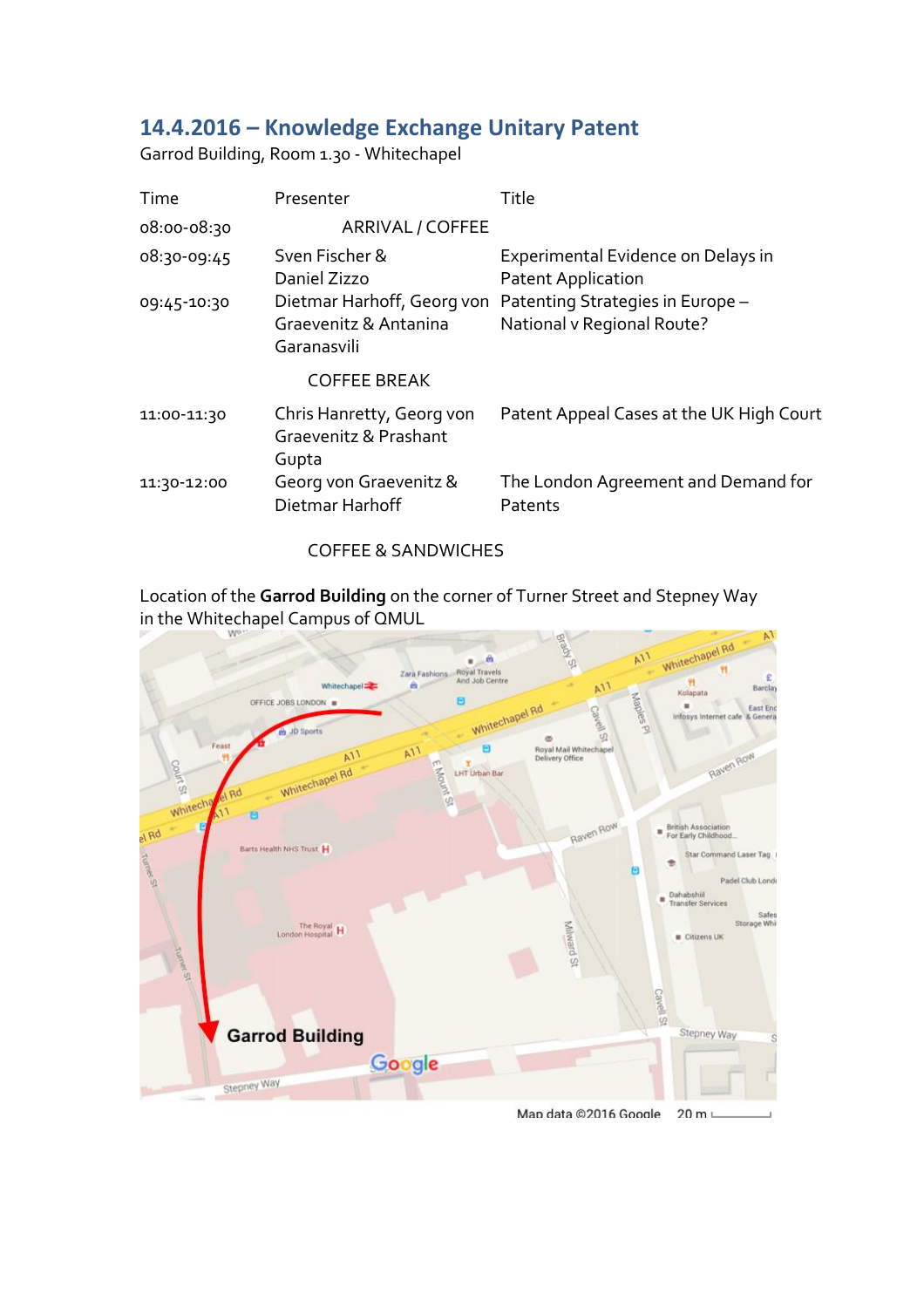## 14.4.2016 – Knowledge Exchange Unitary Patent

Garrod Building, Room 1.30 - Whitechapel

| Time | Presenter | Title |
|---|---|---|
| 08:00-08:30 | ARRIVAL / COFFEE | |
| 08:30-09:45 | Sven Fischer & Daniel Zizzo | Experimental Evidence on Delays in Patent Application |
| 09:45-10:30 | Dietmar Harhoff, Georg von Graevenitz & Antanina Garanasvili | Patenting Strategies in Europe – National v Regional Route? |
| | COFFEE BREAK | |
| 11:00-11:30 | Chris Hanretty, Georg von Graevenitz & Prashant Gupta | Patent Appeal Cases at the UK High Court |
| 11:30-12:00 | Georg von Graevenitz & Dietmar Harhoff | The London Agreement and Demand for Patents |
| | COFFEE & SANDWICHES | |

Location of the **Garrod Building** on the corner of Turner Street and Stepney Way in the Whitechapel Campus of QMUL

Garrod Building

Map data ©2016 Google 20 m